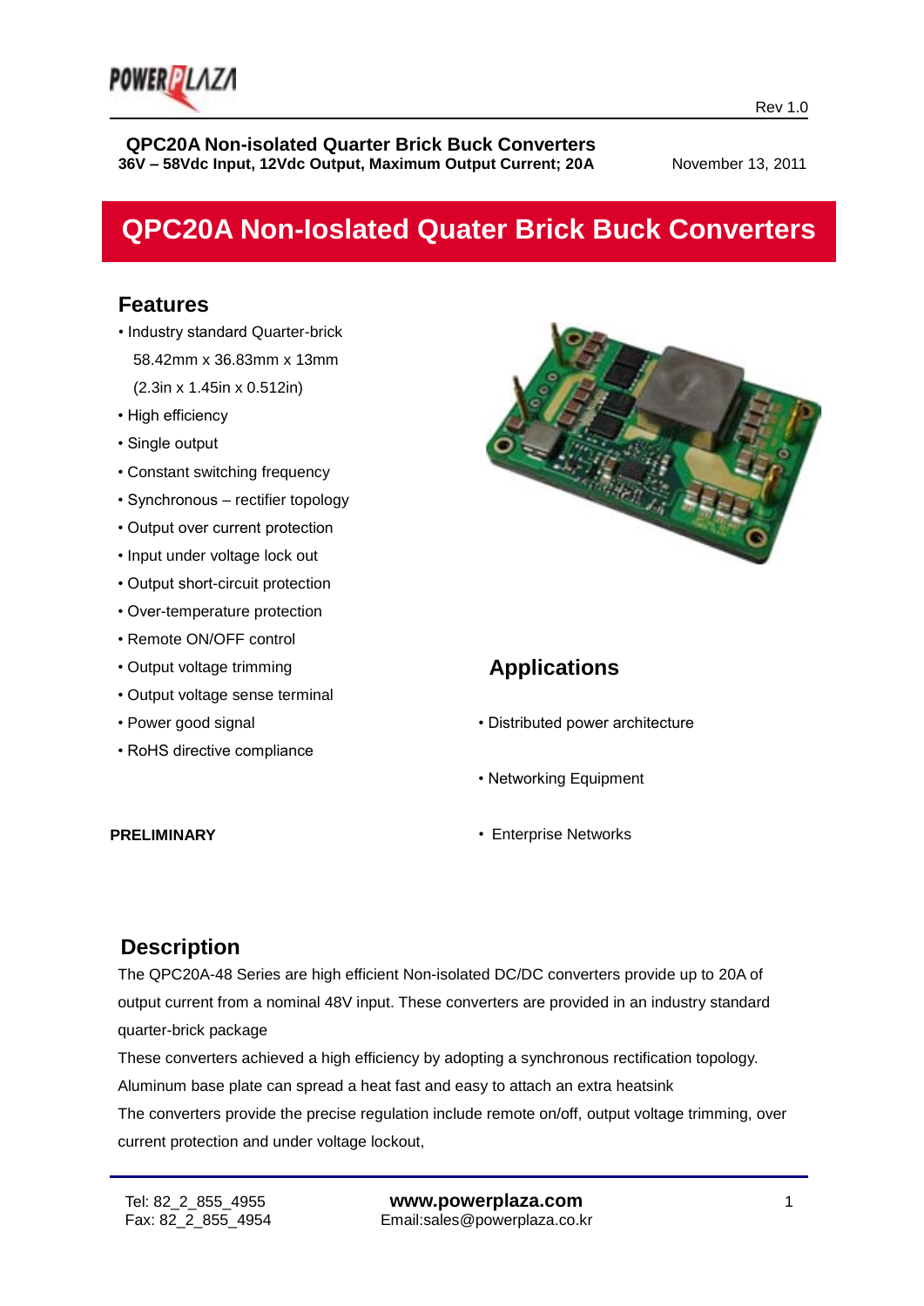Rev 1.0

**QPC20A Non-isolated Quarter Brick Buck Converters**
**36V – 58Vdc Input, 12Vdc Output, Maximum Output Current; 20A**

November 13, 2011

# QPC20A Non-Ioslated Quater Brick Buck Converters

## Features

- Industry standard Quarter-brick
  58.42mm x 36.83mm x 13mm
  (2.3in x 1.45in x 0.512in)
- High efficiency
- Single output
- Constant switching frequency
- Synchronous – rectifier topology
- Output over current protection
- Input under voltage lock out
- Output short-circuit protection
- Over-temperature protection
- Remote ON/OFF control
- Output voltage trimming
- Output voltage sense terminal
- Power good signal
- RoHS directive compliance

**PRELIMINARY**

## Applications

- Distributed power architecture
- Networking Equipment
- Enterprise Networks

## Description

The QPC20A-48 Series are high efficient Non-isolated DC/DC converters provide up to 20A of output current from a nominal 48V input. These converters are provided in an industry standard quarter-brick package

These converters achieved a high efficiency by adopting a synchronous rectification topology.

Aluminum base plate can spread a heat fast and easy to attach an extra heatsink

The converters provide the precise regulation include remote on/off, output voltage trimming, over current protection and under voltage lockout,

Tel: 82_2_855_4955
Fax: 82_2_855_4954

**www.powerplaza.com**
Email:sales@powerplaza.co.kr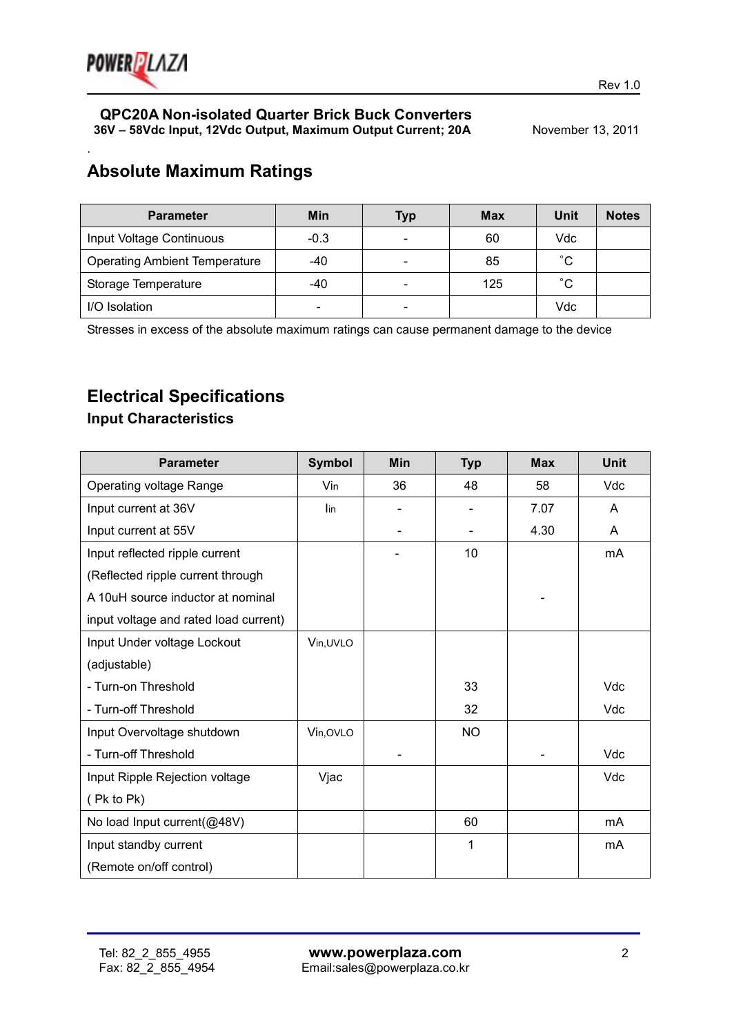**QPC20A Non-isolated Quarter Brick Buck Converters**
**36V – 58Vdc Input, 12Vdc Output, Maximum Output Current; 20A**

Rev 1.0

November 13, 2011

## Absolute Maximum Ratings

| Parameter | Min | Typ | Max | Unit | Notes |
|---|---|---|---|---|---|
| Input Voltage Continuous | -0.3 | - | 60 | Vdc | |
| Operating Ambient Temperature | -40 | - | 85 | ˚C | |
| Storage Temperature | -40 | - | 125 | ˚C | |
| I/O Isolation | - | - | | Vdc | |

Stresses in excess of the absolute maximum ratings can cause permanent damage to the device

## Electrical Specifications

### Input Characteristics

| Parameter | Symbol | Min | Typ | Max | Unit |
|---|---|---|---|---|---|
| Operating voltage Range | $V_{in}$ | 36 | 48 | 58 | Vdc |
| Input current at 36V<br>Input current at 55V | $I_{in}$ | -<br>- | -<br>- | 7.07<br>4.30 | A<br>A |
| Input reflected ripple current (Reflected ripple current through A 10uH source inductor at nominal input voltage and rated load current) | | - | 10 | - | mA |
| Input Under voltage Lockout (adjustable)<br>- Turn-on Threshold<br>- Turn-off Threshold | $V_{in,UVLO}$ | | <br><br>33<br>32 | | <br><br>Vdc<br>Vdc |
| Input Overvoltage shutdown<br>- Turn-off Threshold | $V_{in,OVLO}$ | - | NO | - | Vdc |
| Input Ripple Rejection voltage ( Pk to Pk) | Vjac | | | | Vdc |
| No load Input current(@48V) | | | 60 | | mA |
| Input standby current (Remote on/off control) | | | 1 | | mA |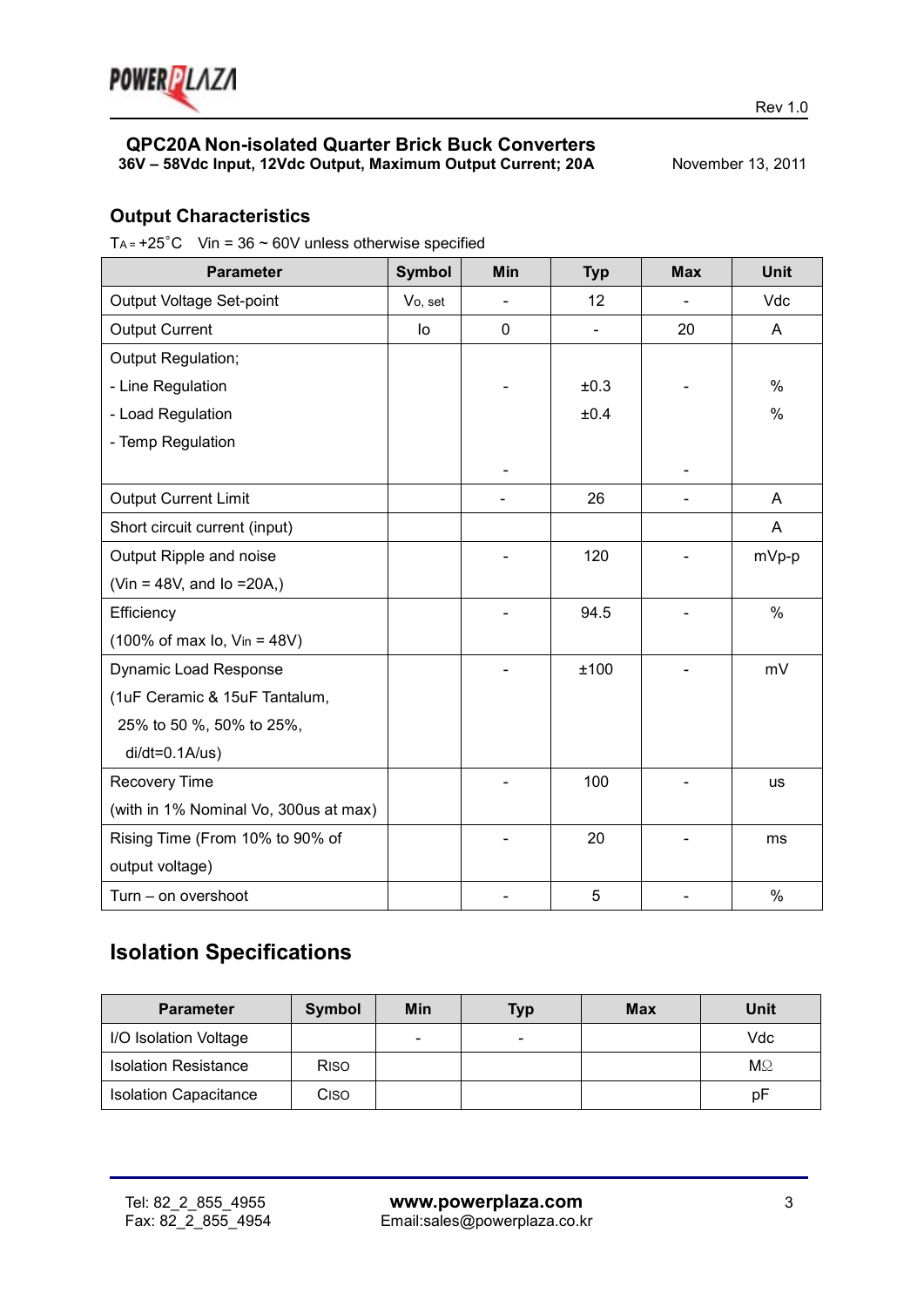## QPC20A Non-isolated Quarter Brick Buck Converters

**36V – 58Vdc Input, 12Vdc Output, Maximum Output Current; 20A**

November 13, 2011

### Output Characteristics

$T_A = +25^{\circ}C$ Vin = 36 ~ 60V unless otherwise specified

| Parameter | Symbol | Min | Typ | Max | Unit |
|---|---|---|---|---|---|
| Output Voltage Set-point | $V_{o,\,set}$ | - | 12 | - | Vdc |
| Output Current | Io | 0 | - | 20 | A |
| Output Regulation;<br>- Line Regulation<br>- Load Regulation<br>- Temp Regulation | | -<br><br>- | ±0.3<br>±0.4 | -<br><br>- | %<br>% |
| Output Current Limit | | - | 26 | - | A |
| Short circuit current (input) | | | | | A |
| Output Ripple and noise<br>(Vin = 48V, and Io =20A,) | | - | 120 | - | mVp-p |
| Efficiency<br>(100% of max Io, $V_{in}$ = 48V) | | - | 94.5 | - | % |
| Dynamic Load Response<br>(1uF Ceramic & 15uF Tantalum,<br>25% to 50 %, 50% to 25%,<br>di/dt=0.1A/us) | | - | ±100 | - | mV |
| Recovery Time<br>(with in 1% Nominal Vo, 300us at max) | | - | 100 | - | us |
| Rising Time (From 10% to 90% of output voltage) | | - | 20 | - | ms |
| Turn – on overshoot | | - | 5 | - | % |

## Isolation Specifications

| Parameter | Symbol | Min | Typ | Max | Unit |
|---|---|---|---|---|---|
| I/O Isolation Voltage | | - | - | | Vdc |
| Isolation Resistance | $R_{ISO}$ | | | | MΩ |
| Isolation Capacitance | $C_{ISO}$ | | | | pF |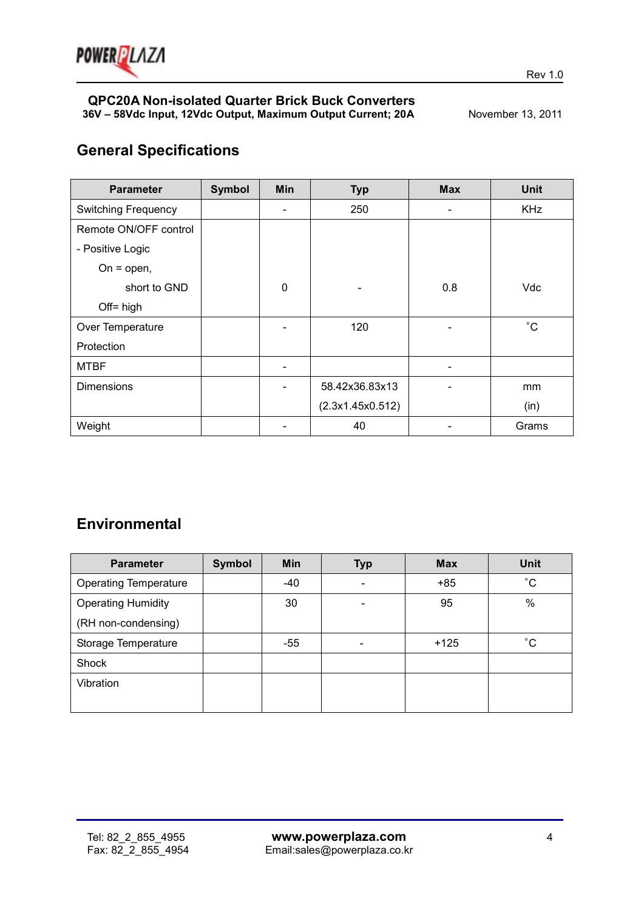**QPC20A Non-isolated Quarter Brick Buck Converters**
**36V – 58Vdc Input, 12Vdc Output, Maximum Output Current; 20A**

November 13, 2011

## General Specifications

| Parameter | Symbol | Min | Typ | Max | Unit |
|---|---|---|---|---|---|
| Switching Frequency | | - | 250 | - | KHz |
| Remote ON/OFF control<br>- Positive Logic<br>On = open,<br>short to GND<br>Off= high | | 0 | - | 0.8 | Vdc |
| Over Temperature Protection | | - | 120 | - | ˚C |
| MTBF | | - | | - | |
| Dimensions | | - | 58.42x36.83x13<br>(2.3x1.45x0.512) | - | mm<br>(in) |
| Weight | | - | 40 | - | Grams |

## Environmental

| Parameter | Symbol | Min | Typ | Max | Unit |
|---|---|---|---|---|---|
| Operating Temperature | | -40 | - | +85 | ˚C |
| Operating Humidity<br>(RH non-condensing) | | 30 | - | 95 | % |
| Storage Temperature | | -55 | - | +125 | ˚C |
| Shock | | | | | |
| Vibration | | | | | |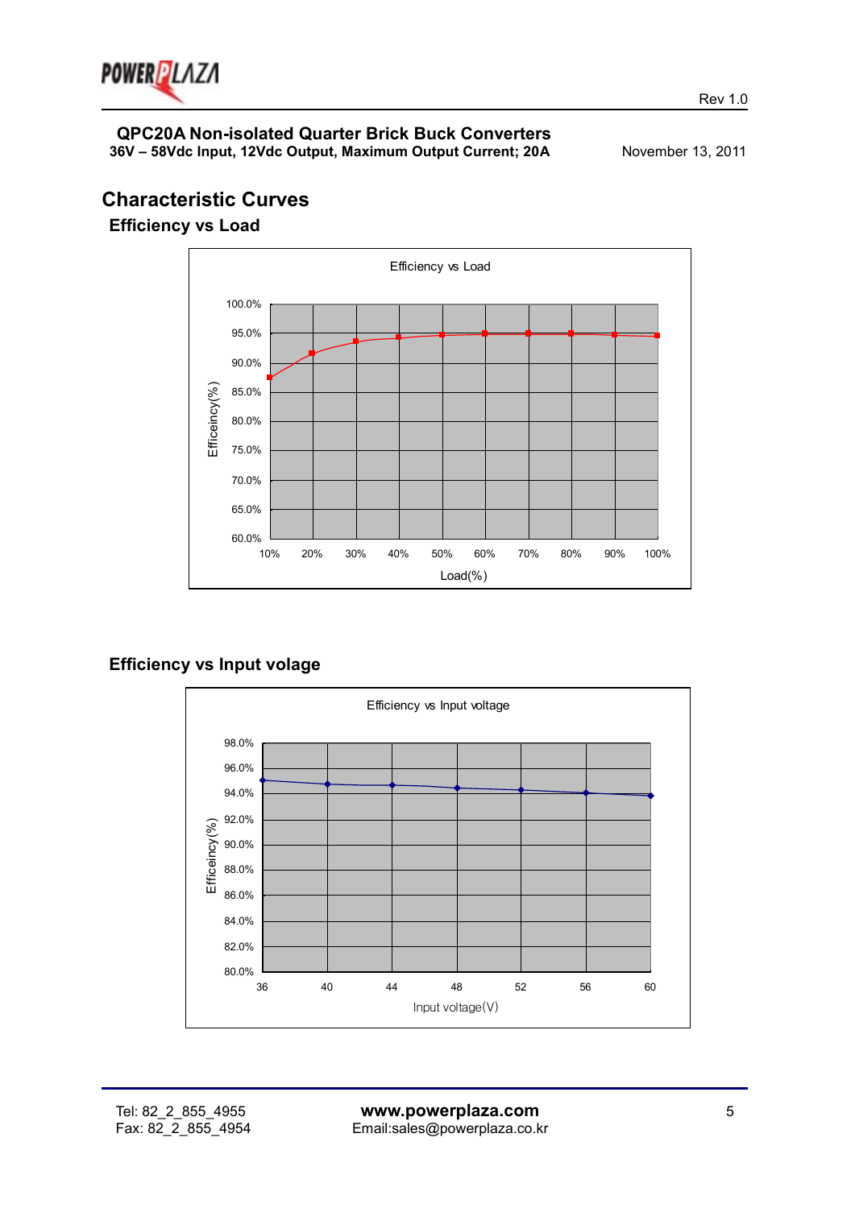# QPC20A Non-isolated Quarter Brick Buck Converters

**36V – 58Vdc Input, 12Vdc Output, Maximum Output Current; 20A**

November 13, 2011

## Characteristic Curves

### Efficiency vs Load

Efficiency vs Load

Efficeincy(%)

100.0%
95.0%
90.0%
85.0%
80.0%
75.0%
70.0%
65.0%
60.0%

10% 20% 30% 40% 50% 60% 70% 80% 90% 100%

Load(%)

### Efficiency vs Input volage

Efficiency vs Input voltage

Efficeincy(%)

98.0%
96.0%
94.0%
92.0%
90.0%
88.0%
86.0%
84.0%
82.0%
80.0%

36 40 44 48 52 56 60

Input voltage(V)

Tel: 82_2_855_4955
Fax: 82_2_855_4954

**www.powerplaza.com**
Email:sales@powerplaza.co.kr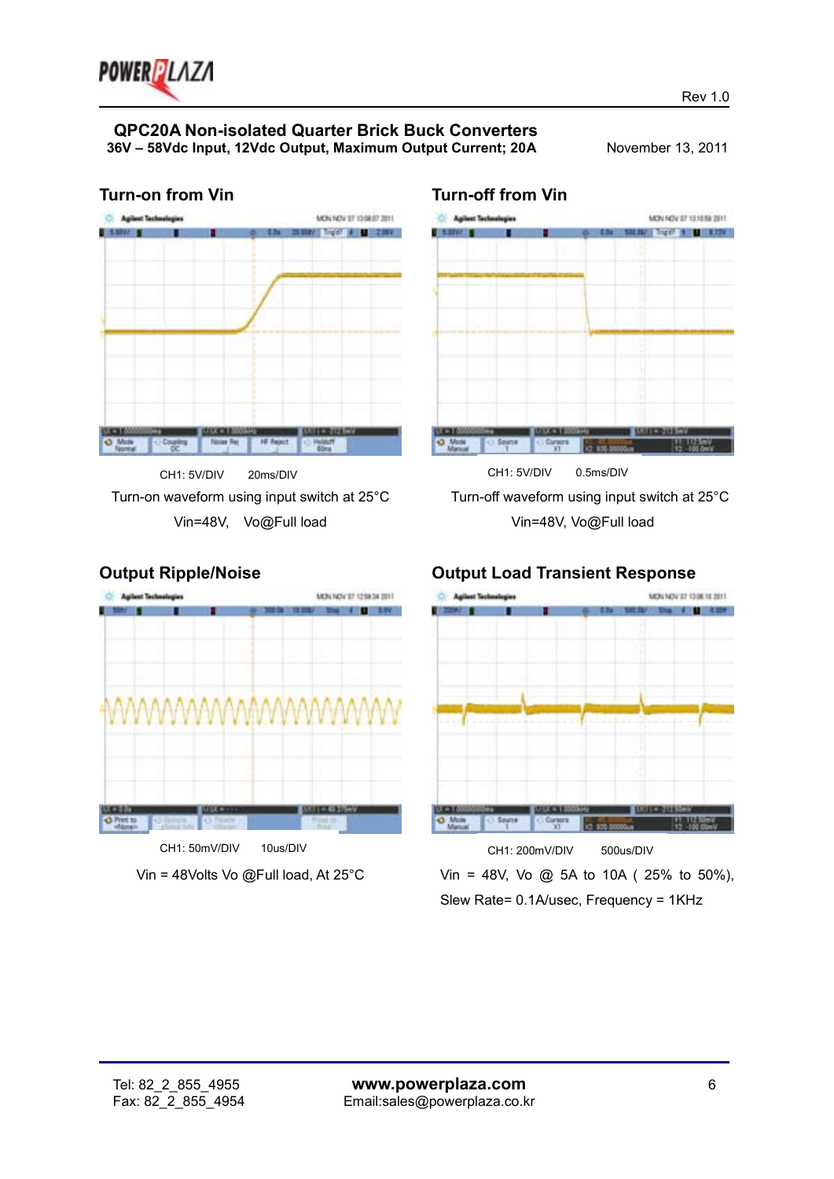## QPC20A Non-isolated Quarter Brick Buck Converters

**36V – 58Vdc Input, 12Vdc Output, Maximum Output Current; 20A**

November 13, 2011

### Turn-on from Vin

CH1: 5V/DIV 20ms/DIV

Turn-on waveform using input switch at 25°C

Vin=48V, Vo@Full load

### Turn-off from Vin

CH1: 5V/DIV 0.5ms/DIV

Turn-off waveform using input switch at 25°C

Vin=48V, Vo@Full load

### Output Ripple/Noise

CH1: 50mV/DIV 10us/DIV

Vin = 48Volts Vo @Full load, At 25°C

### Output Load Transient Response

CH1: 200mV/DIV 500us/DIV

Vin = 48V, Vo @ 5A to 10A ( 25% to 50%), Slew Rate= 0.1A/usec, Frequency = 1KHz

Tel: 82_2_855_4955
Fax: 82_2_855_4954

**www.powerplaza.com**
Email:sales@powerplaza.co.kr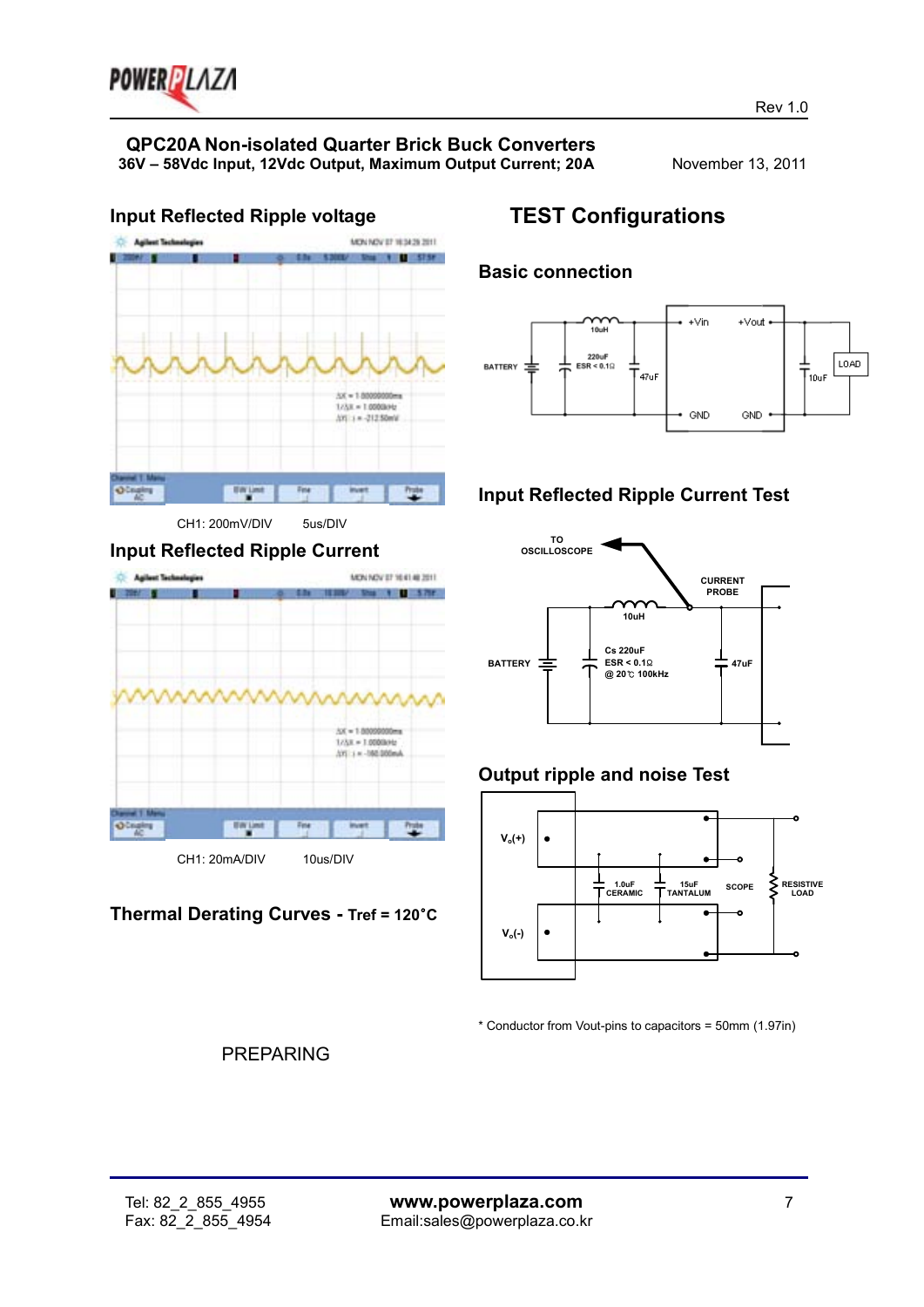# QPC20A Non-isolated Quarter Brick Buck Converters

**36V – 58Vdc Input, 12Vdc Output, Maximum Output Current; 20A**

November 13, 2011

## Input Reflected Ripple voltage

CH1: 200mV/DIV 5us/DIV

## Input Reflected Ripple Current

CH1: 20mA/DIV 10us/DIV

## Thermal Derating Curves - Tref = 120˚C

PREPARING

## TEST Configurations

### Basic connection

### Input Reflected Ripple Current Test

### Output ripple and noise Test

* Conductor from Vout-pins to capacitors = 50mm (1.97in)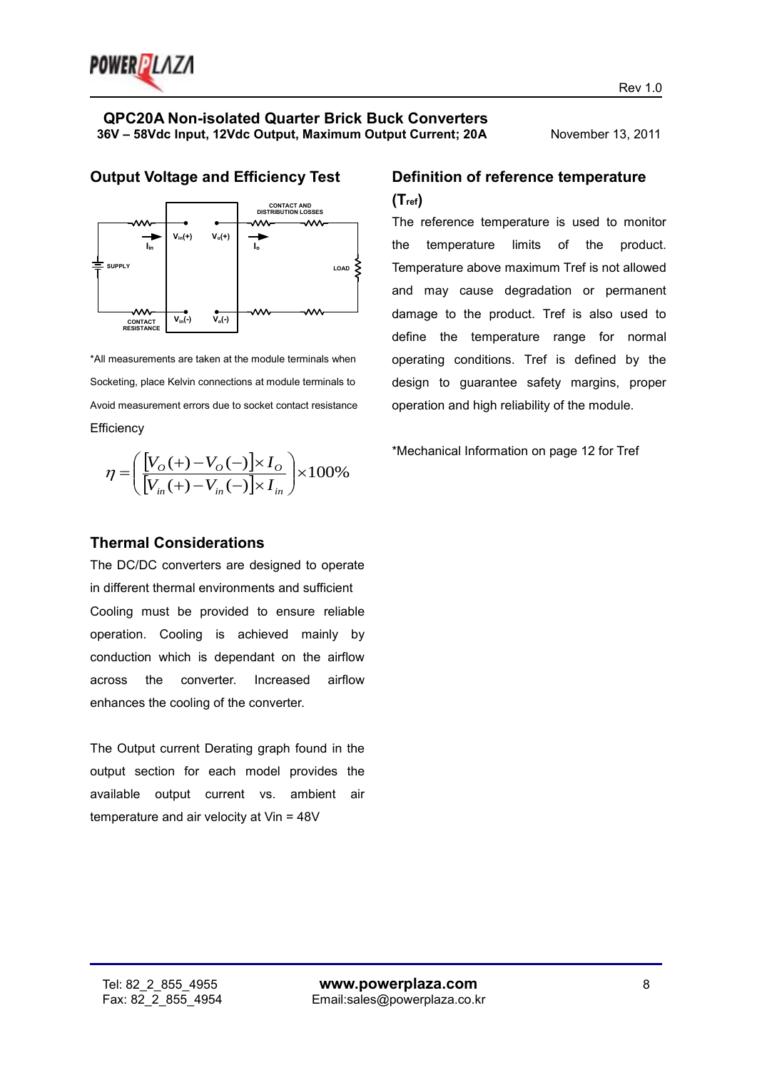## QPC20A Non-isolated Quarter Brick Buck Converters

**36V – 58Vdc Input, 12Vdc Output, Maximum Output Current; 20A**

November 13, 2011

### Output Voltage and Efficiency Test

CONTACT AND DISTRIBUTION LOSSES

$I_{in}$ $V_{in}(+)$ $V_o(+)$ $I_o$

SUPPLY LOAD

CONTACT RESISTANCE $V_{in}(-)$ $V_o(-)$

*All measurements are taken at the module terminals when Socketing, place Kelvin connections at module terminals to Avoid measurement errors due to socket contact resistance

Efficiency

$$\eta = \left( \frac{[V_O(+) - V_O(-)] \times I_O}{[V_{in}(+) - V_{in}(-)] \times I_{in}} \right) \times 100\%$$

### Thermal Considerations

The DC/DC converters are designed to operate in different thermal environments and sufficient Cooling must be provided to ensure reliable operation. Cooling is achieved mainly by conduction which is dependant on the airflow across the converter. Increased airflow enhances the cooling of the converter.

The Output current Derating graph found in the output section for each model provides the available output current vs. ambient air temperature and air velocity at Vin = 48V

### Definition of reference temperature ($T_{ref}$)

The reference temperature is used to monitor the temperature limits of the product. Temperature above maximum Tref is not allowed and may cause degradation or permanent damage to the product. Tref is also used to define the temperature range for normal operating conditions. Tref is defined by the design to guarantee safety margins, proper operation and high reliability of the module.

*Mechanical Information on page 12 for Tref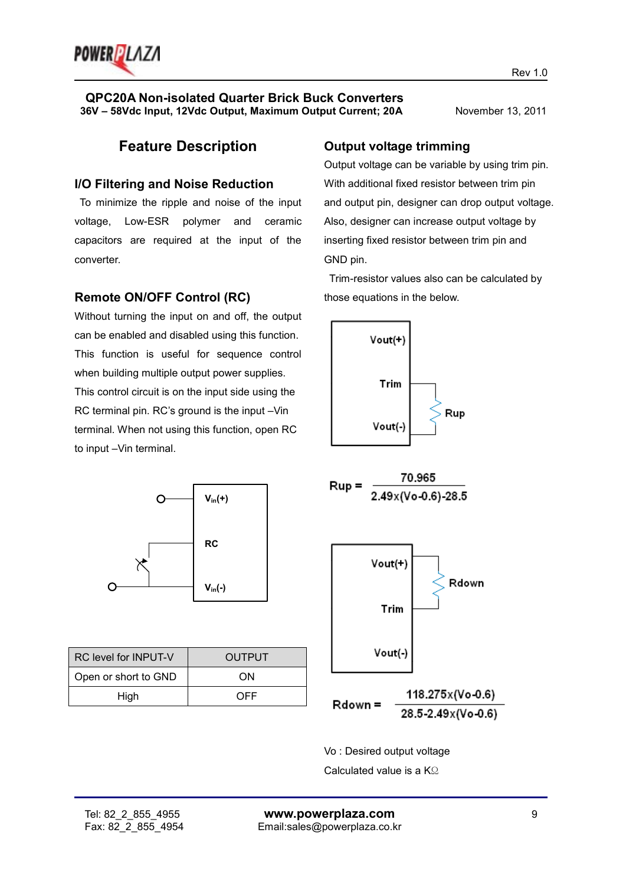# QPC20A Non-isolated Quarter Brick Buck Converters

**36V – 58Vdc Input, 12Vdc Output, Maximum Output Current; 20A**

November 13, 2011

## Feature Description

### I/O Filtering and Noise Reduction

To minimize the ripple and noise of the input voltage, Low-ESR polymer and ceramic capacitors are required at the input of the converter.

### Remote ON/OFF Control (RC)

Without turning the input on and off, the output can be enabled and disabled using this function. This function is useful for sequence control when building multiple output power supplies. This control circuit is on the input side using the RC terminal pin. RC's ground is the input –Vin terminal. When not using this function, open RC to input –Vin terminal.

| RC level for INPUT-V | OUTPUT |
|---|---|
| Open or short to GND | ON |
| High | OFF |

### Output voltage trimming

Output voltage can be variable by using trim pin. With additional fixed resistor between trim pin and output pin, designer can drop output voltage. Also, designer can increase output voltage by inserting fixed resistor between trim pin and GND pin.

Trim-resistor values also can be calculated by those equations in the below.

$$Rup = \frac{70.965}{2.49 \times (Vo - 0.6) - 28.5}$$

$$Rdown = \frac{118.275 \times (Vo - 0.6)}{28.5 - 2.49 \times (Vo - 0.6)}$$

Vo : Desired output voltage

Calculated value is a KΩ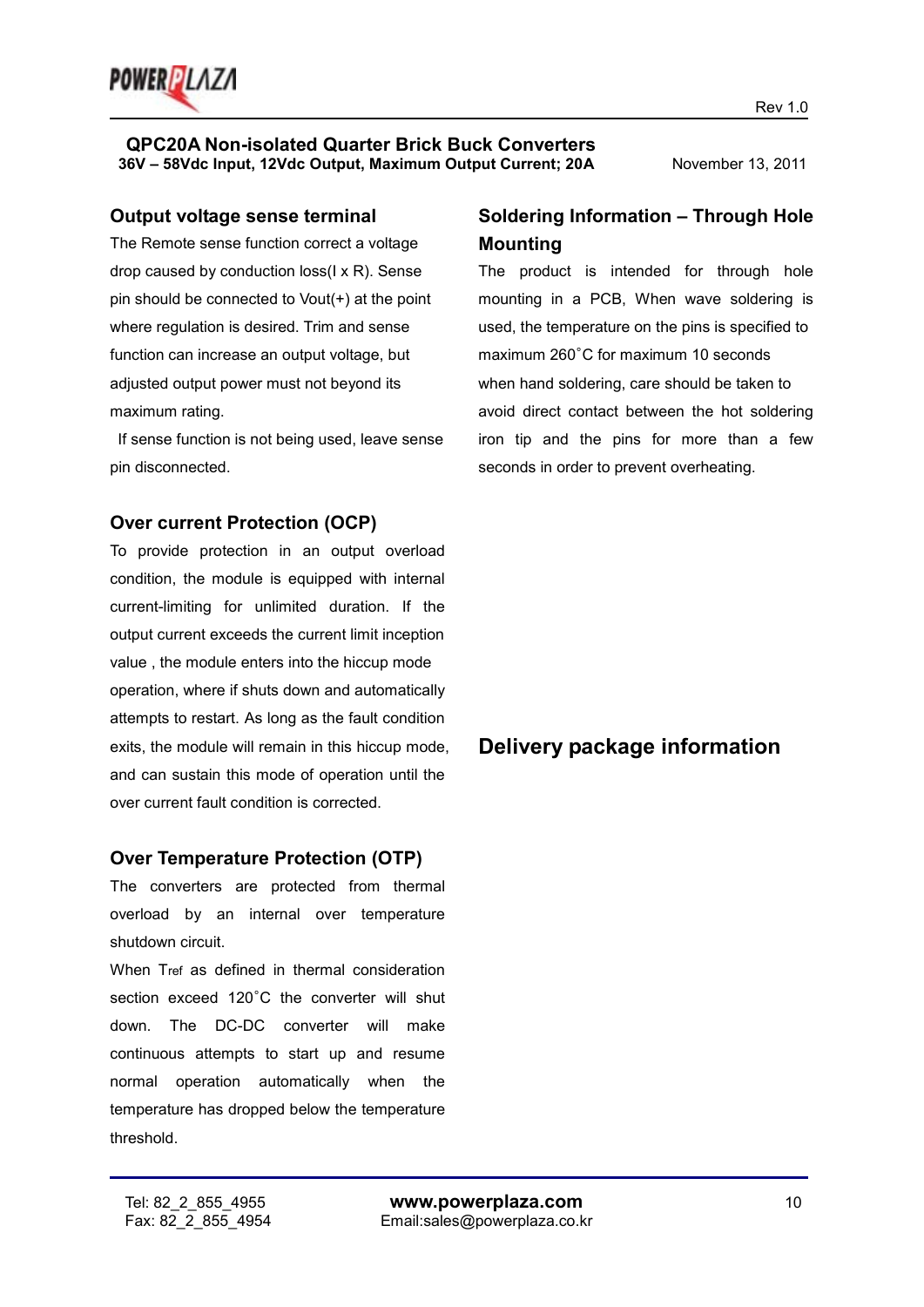## Output voltage sense terminal

The Remote sense function correct a voltage drop caused by conduction loss(I x R). Sense pin should be connected to Vout(+) at the point where regulation is desired. Trim and sense function can increase an output voltage, but adjusted output power must not beyond its maximum rating.

If sense function is not being used, leave sense pin disconnected.

## Over current Protection (OCP)

To provide protection in an output overload condition, the module is equipped with internal current-limiting for unlimited duration. If the output current exceeds the current limit inception value , the module enters into the hiccup mode operation, where if shuts down and automatically attempts to restart. As long as the fault condition exits, the module will remain in this hiccup mode, and can sustain this mode of operation until the over current fault condition is corrected.

## Over Temperature Protection (OTP)

The converters are protected from thermal overload by an internal over temperature shutdown circuit.

When $T_{ref}$ as defined in thermal consideration section exceed 120˚C the converter will shut down. The DC-DC converter will make continuous attempts to start up and resume normal operation automatically when the temperature has dropped below the temperature threshold.

## Soldering Information – Through Hole Mounting

The product is intended for through hole mounting in a PCB, When wave soldering is used, the temperature on the pins is specified to maximum 260˚C for maximum 10 seconds when hand soldering, care should be taken to avoid direct contact between the hot soldering iron tip and the pins for more than a few seconds in order to prevent overheating.

## Delivery package information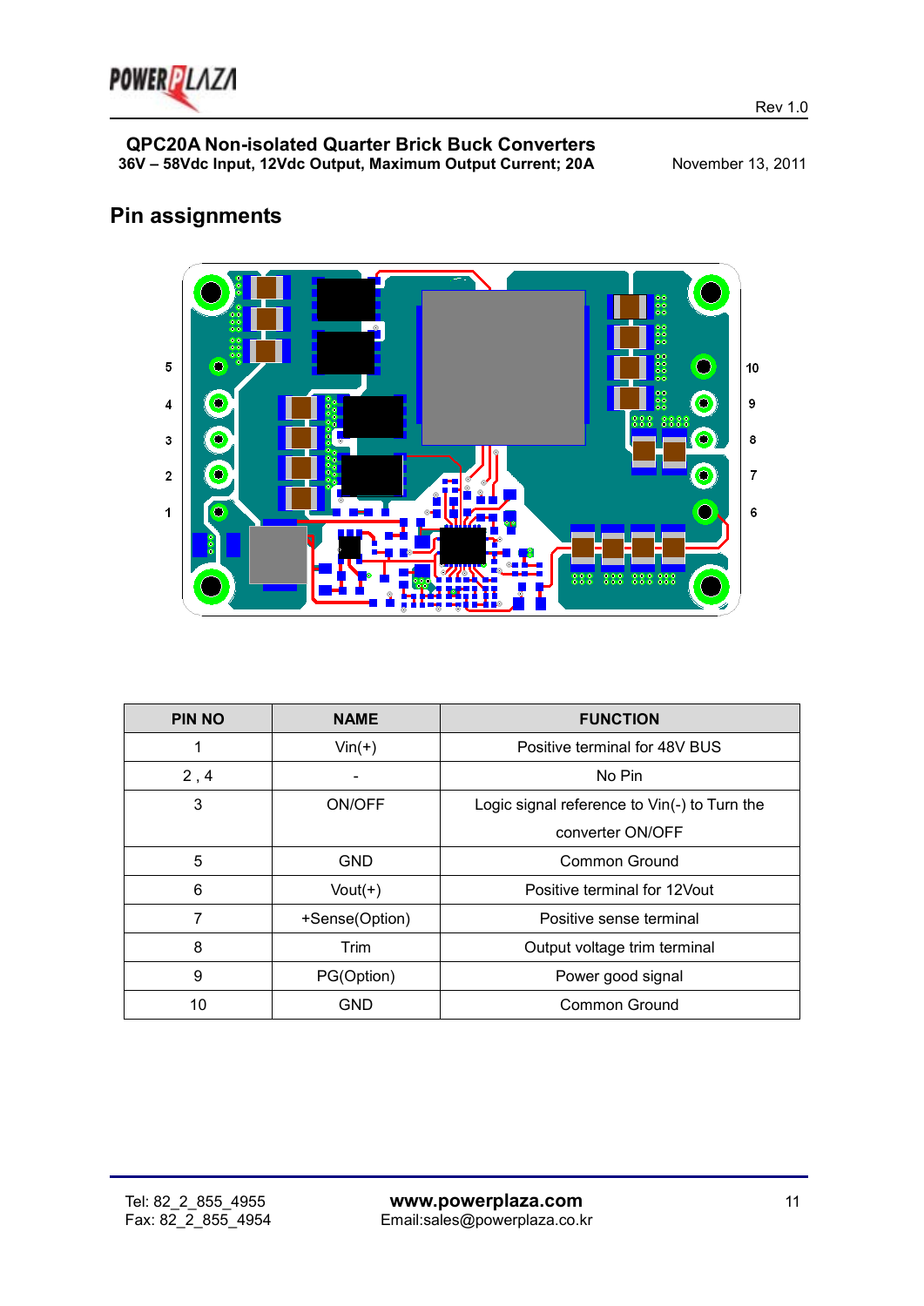## Pin assignments

5
4
3
2
1

10
9
8
7
6

| PIN NO | NAME | FUNCTION |
|---|---|---|
| 1 | Vin(+) | Positive terminal for 48V BUS |
| 2 , 4 | - | No Pin |
| 3 | ON/OFF | Logic signal reference to Vin(-) to Turn the converter ON/OFF |
| 5 | GND | Common Ground |
| 6 | Vout(+) | Positive terminal for 12Vout |
| 7 | +Sense(Option) | Positive sense terminal |
| 8 | Trim | Output voltage trim terminal |
| 9 | PG(Option) | Power good signal |
| 10 | GND | Common Ground |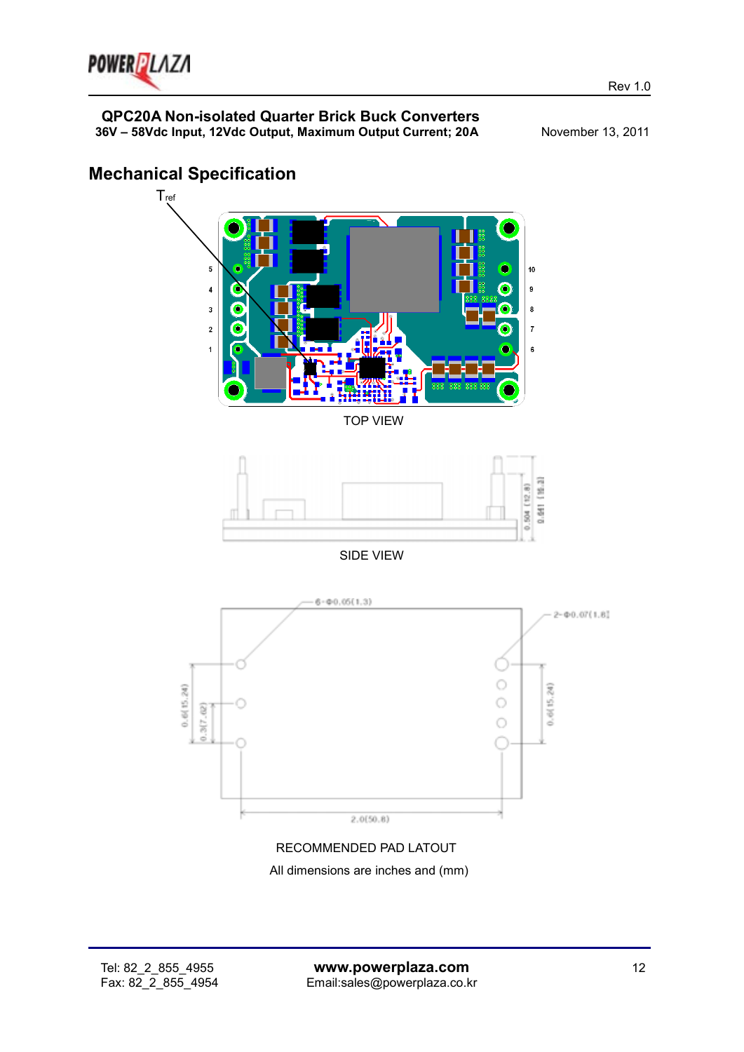## Mechanical Specification

$T_{ref}$

5
4
3
2
1

10
9
8
7
6

TOP VIEW

0.504 (12.8)
0.641 (16.3)

SIDE VIEW

6-Φ0.05(1.3)

2-Φ0.07(1.8)

0.6(15.24)

0.3(7.62)

0.6(15.24)

2.0(50.8)

RECOMMENDED PAD LATOUT

All dimensions are inches and (mm)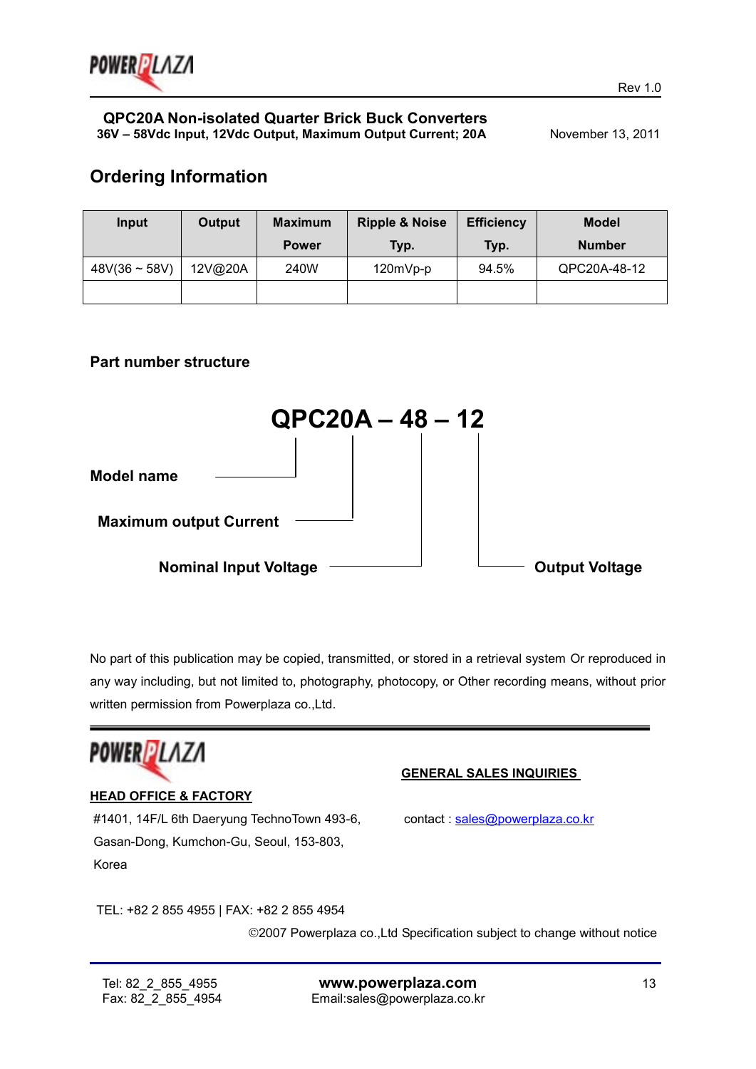**QPC20A Non-isolated Quarter Brick Buck Converters**
**36V – 58Vdc Input, 12Vdc Output, Maximum Output Current; 20A**

November 13, 2011

Rev 1.0

## Ordering Information

| Input | Output | Maximum Power | Ripple & Noise Typ. | Efficiency Typ. | Model Number |
|---|---|---|---|---|---|
| 48V(36 ~ 58V) | 12V@20A | 240W | 120mVp-p | 94.5% | QPC20A-48-12 |
| | | | | | |

### Part number structure

**QPC20A – 48 – 12**

**Model name**

**Maximum output Current**

**Nominal Input Voltage**

**Output Voltage**

No part of this publication may be copied, transmitted, or stored in a retrieval system Or reproduced in any way including, but not limited to, photography, photocopy, or Other recording means, without prior written permission from Powerplaza co.,Ltd.

**HEAD OFFICE & FACTORY**

#1401, 14F/L 6th Daeryung TechnoTown 493-6,
Gasan-Dong, Kumchon-Gu, Seoul, 153-803,
Korea

**GENERAL SALES INQUIRIES**

contact : sales@powerplaza.co.kr

TEL: +82 2 855 4955 | FAX: +82 2 855 4954

©2007 Powerplaza co.,Ltd Specification subject to change without notice